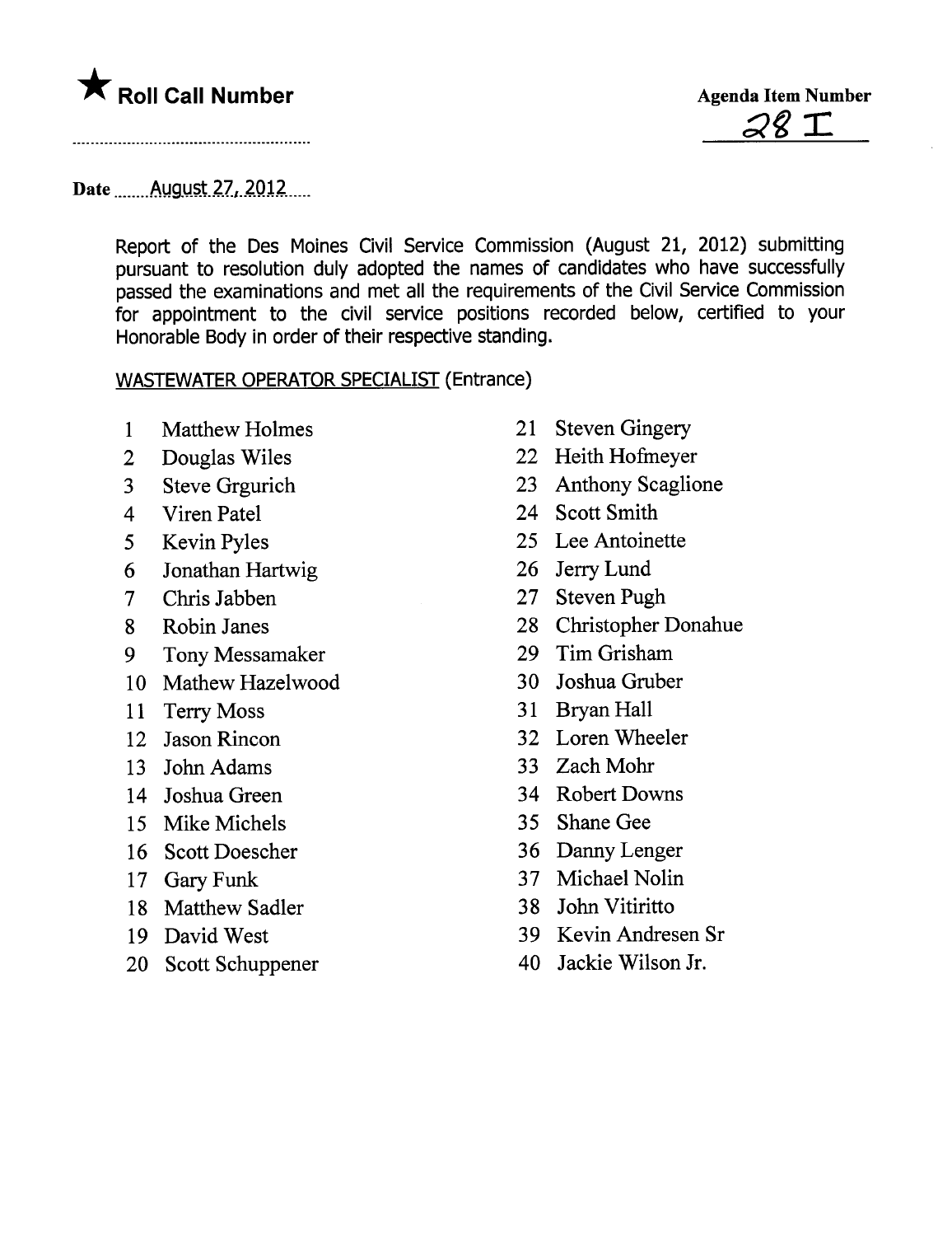★ **Roll Call Number**

**Agenda Item Number**
28 I

Date August 27, 2012

Report of the Des Moines Civil Service Commission (August 21, 2012) submitting pursuant to resolution duly adopted the names of candidates who have successfully passed the examinations and met all the requirements of the Civil Service Commission for appointment to the civil service positions recorded below, certified to your Honorable Body in order of their respective standing.

WASTEWATER OPERATOR SPECIALIST (Entrance)

1 Matthew Holmes
2 Douglas Wiles
3 Steve Grgurich
4 Viren Patel
5 Kevin Pyles
6 Jonathan Hartwig
7 Chris Jabben
8 Robin Janes
9 Tony Messamaker
10 Mathew Hazelwood
11 Terry Moss
12 Jason Rincon
13 John Adams
14 Joshua Green
15 Mike Michels
16 Scott Doescher
17 Gary Funk
18 Matthew Sadler
19 David West
20 Scott Schuppener
21 Steven Gingery
22 Heith Hofmeyer
23 Anthony Scaglione
24 Scott Smith
25 Lee Antoinette
26 Jerry Lund
27 Steven Pugh
28 Christopher Donahue
29 Tim Grisham
30 Joshua Gruber
31 Bryan Hall
32 Loren Wheeler
33 Zach Mohr
34 Robert Downs
35 Shane Gee
36 Danny Lenger
37 Michael Nolin
38 John Vitiritto
39 Kevin Andresen Sr
40 Jackie Wilson Jr.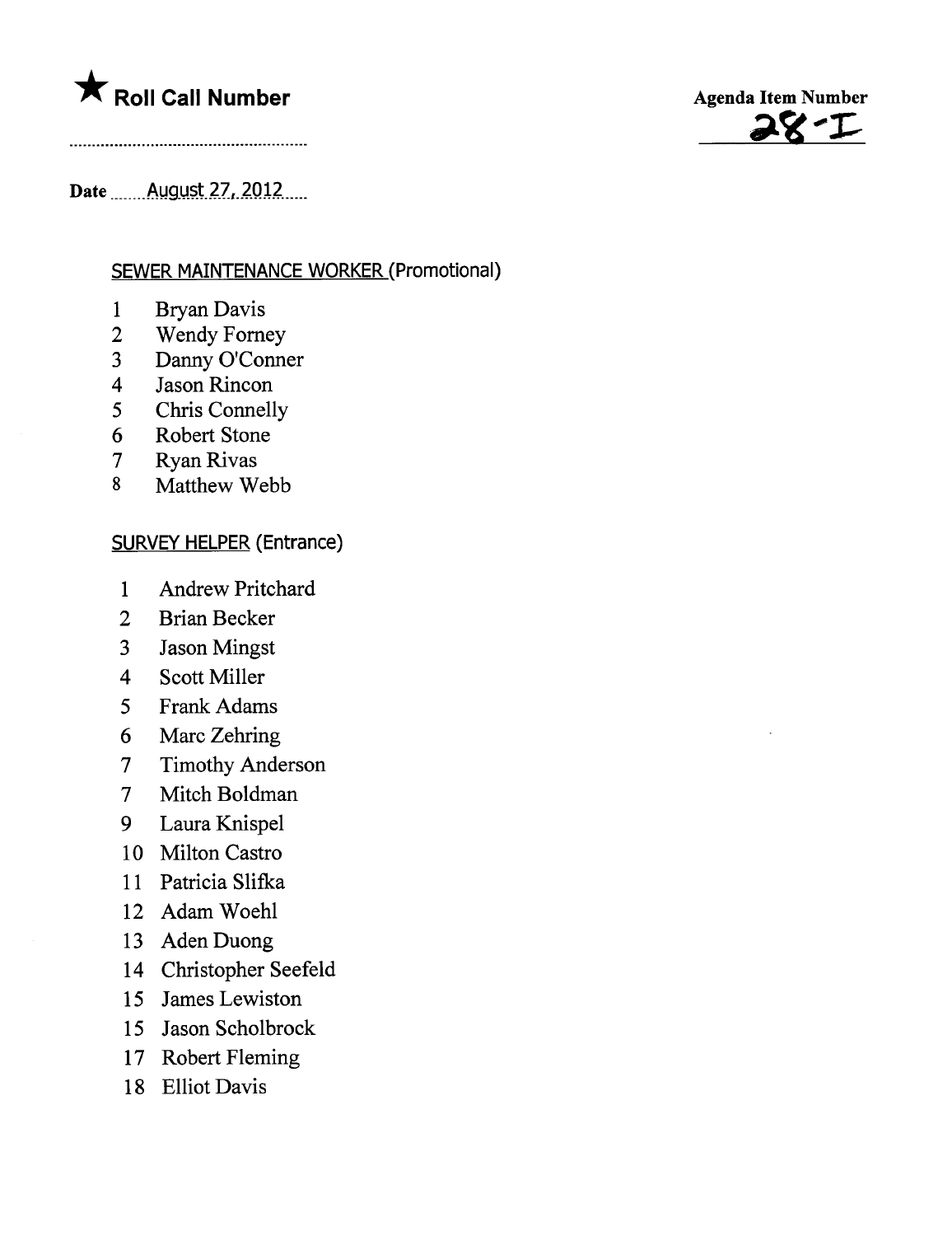★ **Roll Call Number**

**Agenda Item Number**

28-I

**Date** August 27, 2012

SEWER MAINTENANCE WORKER (Promotional)

1 Bryan Davis
2 Wendy Forney
3 Danny O'Conner
4 Jason Rincon
5 Chris Connelly
6 Robert Stone
7 Ryan Rivas
8 Matthew Webb

SURVEY HELPER (Entrance)

1 Andrew Pritchard
2 Brian Becker
3 Jason Mingst
4 Scott Miller
5 Frank Adams
6 Marc Zehring
7 Timothy Anderson
7 Mitch Boldman
9 Laura Knispel
10 Milton Castro
11 Patricia Slifka
12 Adam Woehl
13 Aden Duong
14 Christopher Seefeld
15 James Lewiston
15 Jason Scholbrock
17 Robert Fleming
18 Elliot Davis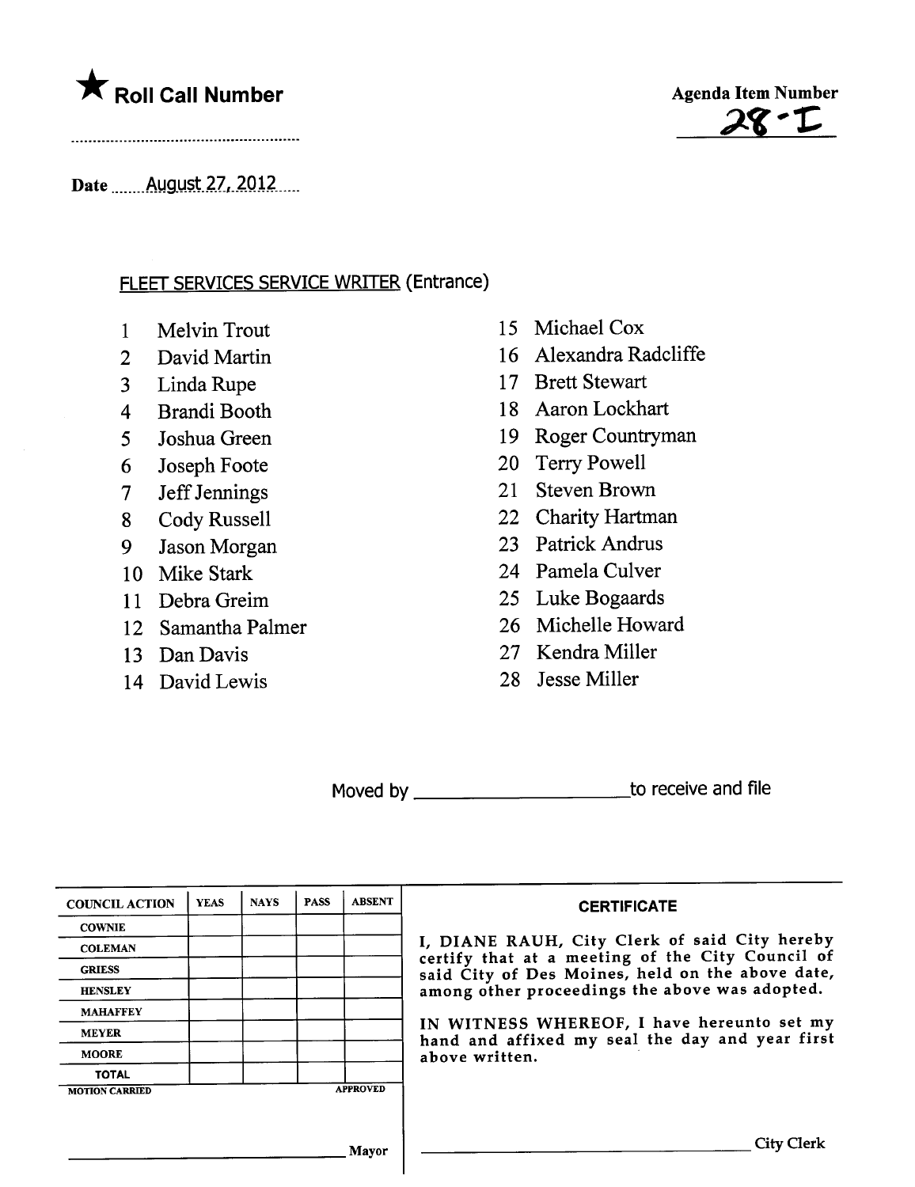★ **Roll Call Number**

.........................................................

**Agenda Item Number**

28-I

Date ......August 27, 2012.....

FLEET SERVICES SERVICE WRITER (Entrance)

1 Melvin Trout
2 David Martin
3 Linda Rupe
4 Brandi Booth
5 Joshua Green
6 Joseph Foote
7 Jeff Jennings
8 Cody Russell
9 Jason Morgan
10 Mike Stark
11 Debra Greim
12 Samantha Palmer
13 Dan Davis
14 David Lewis
15 Michael Cox
16 Alexandra Radcliffe
17 Brett Stewart
18 Aaron Lockhart
19 Roger Countryman
20 Terry Powell
21 Steven Brown
22 Charity Hartman
23 Patrick Andrus
24 Pamela Culver
25 Luke Bogaards
26 Michelle Howard
27 Kendra Miller
28 Jesse Miller

Moved by ____________________to receive and file

| COUNCIL ACTION | YEAS | NAYS | PASS | ABSENT |
|---|---|---|---|---|
| COWNIE | | | | |
| COLEMAN | | | | |
| GRIESS | | | | |
| HENSLEY | | | | |
| MAHAFFEY | | | | |
| MEYER | | | | |
| MOORE | | | | |
| TOTAL | | | | |
| MOTION CARRIED | | | | APPROVED |

______________________________ Mayor

**CERTIFICATE**

I, DIANE RAUH, City Clerk of said City hereby certify that at a meeting of the City Council of said City of Des Moines, held on the above date, among other proceedings the above was adopted.

IN WITNESS WHEREOF, I have hereunto set my hand and affixed my seal the day and year first above written.

______________________________ City Clerk